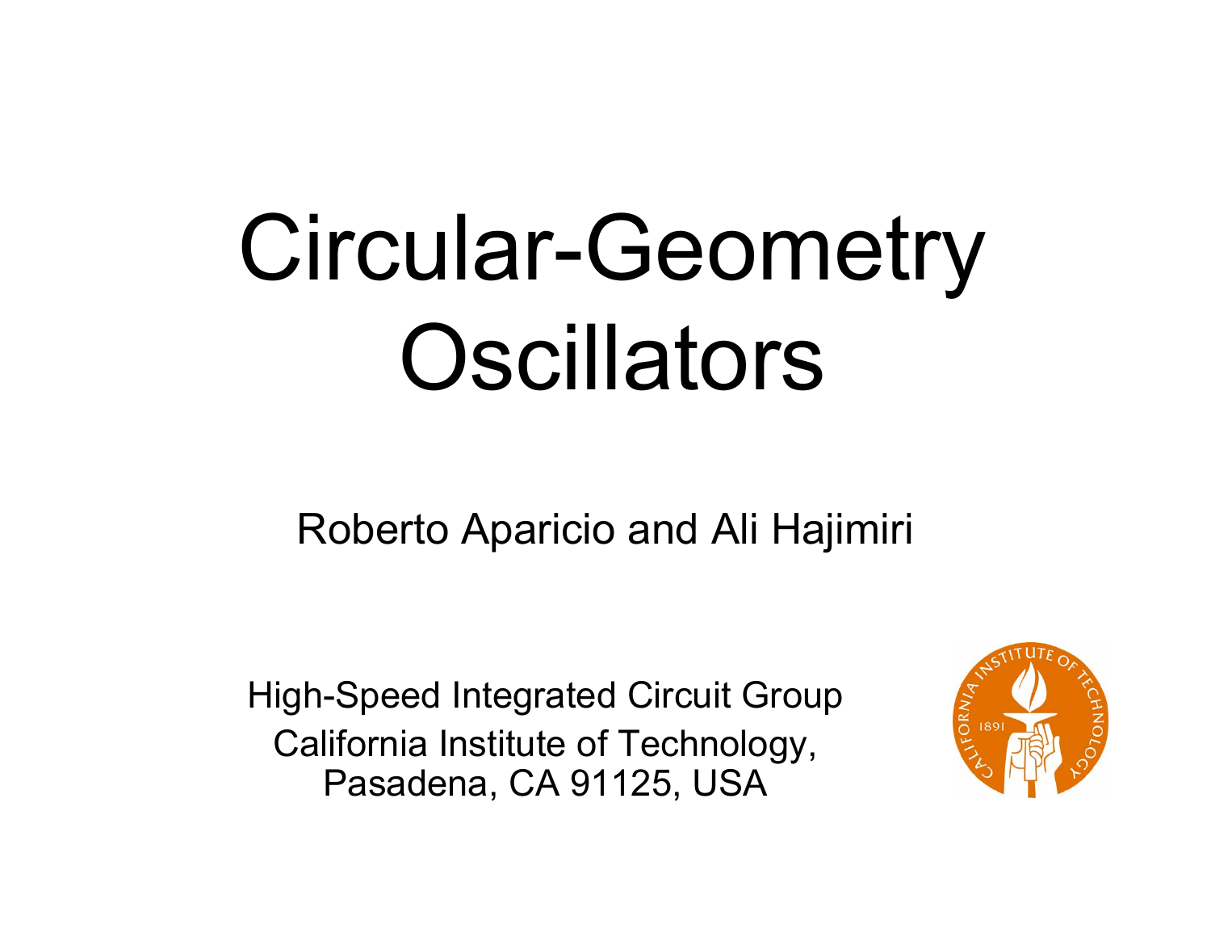# Circular-Geometry Oscillators

Roberto Aparicio and Ali Hajimiri

High-Speed Integrated Circuit Group
California Institute of Technology,
Pasadena, CA 91125, USA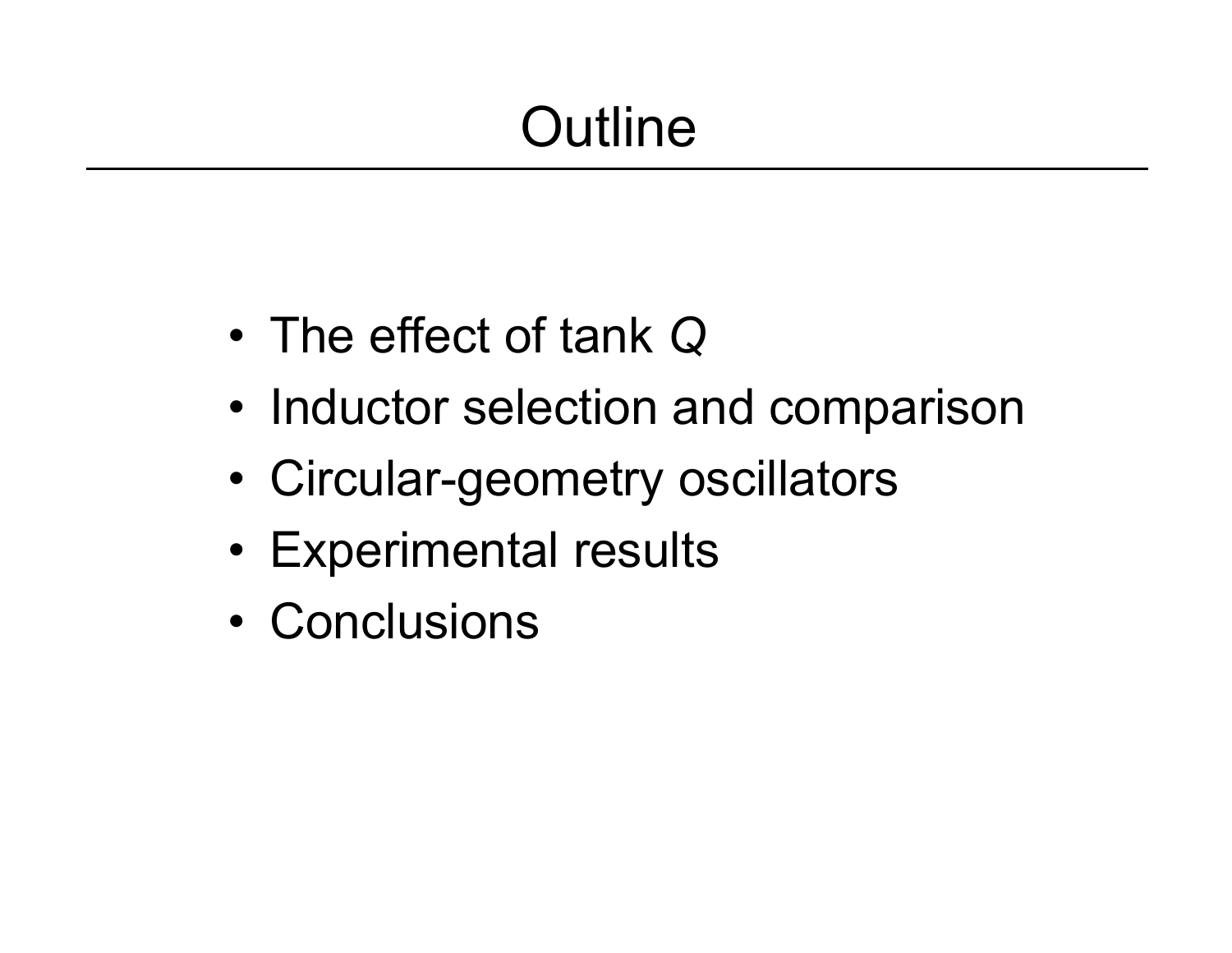# Outline

- The effect of tank $Q$
- Inductor selection and comparison
- Circular-geometry oscillators
- Experimental results
- Conclusions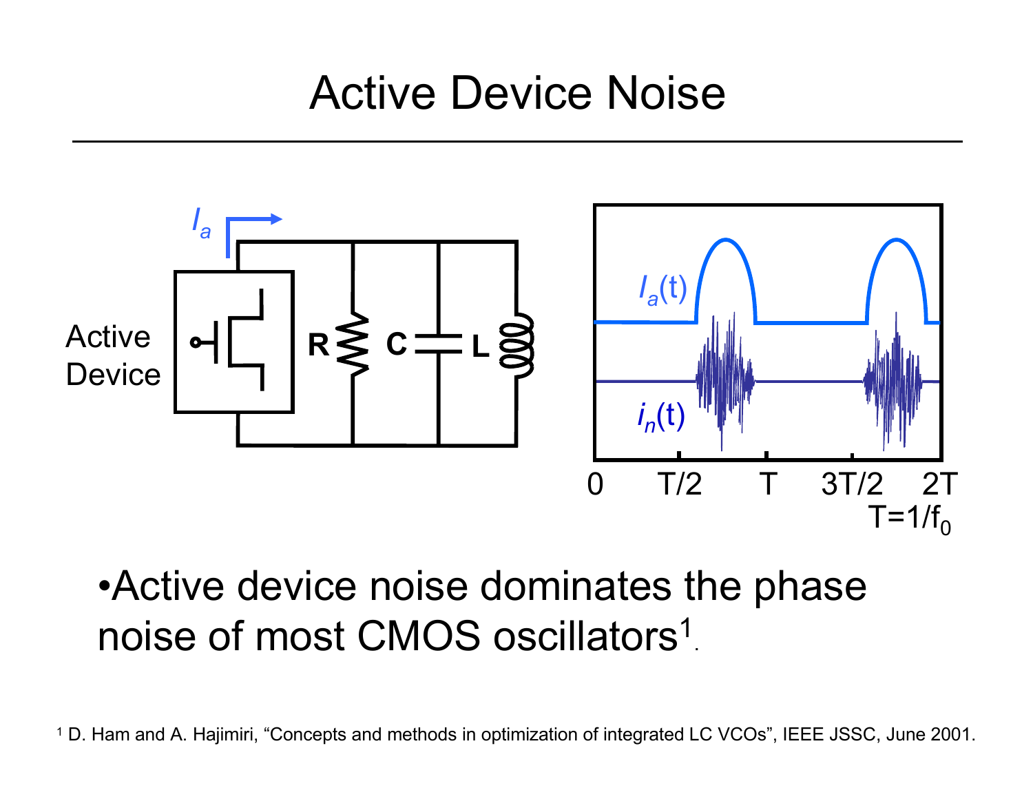# Active Device Noise

- Active device noise dominates the phase noise of most CMOS oscillators[1].

[1] D. Ham and A. Hajimiri, "Concepts and methods in optimization of integrated LC VCOs", IEEE JSSC, June 2001.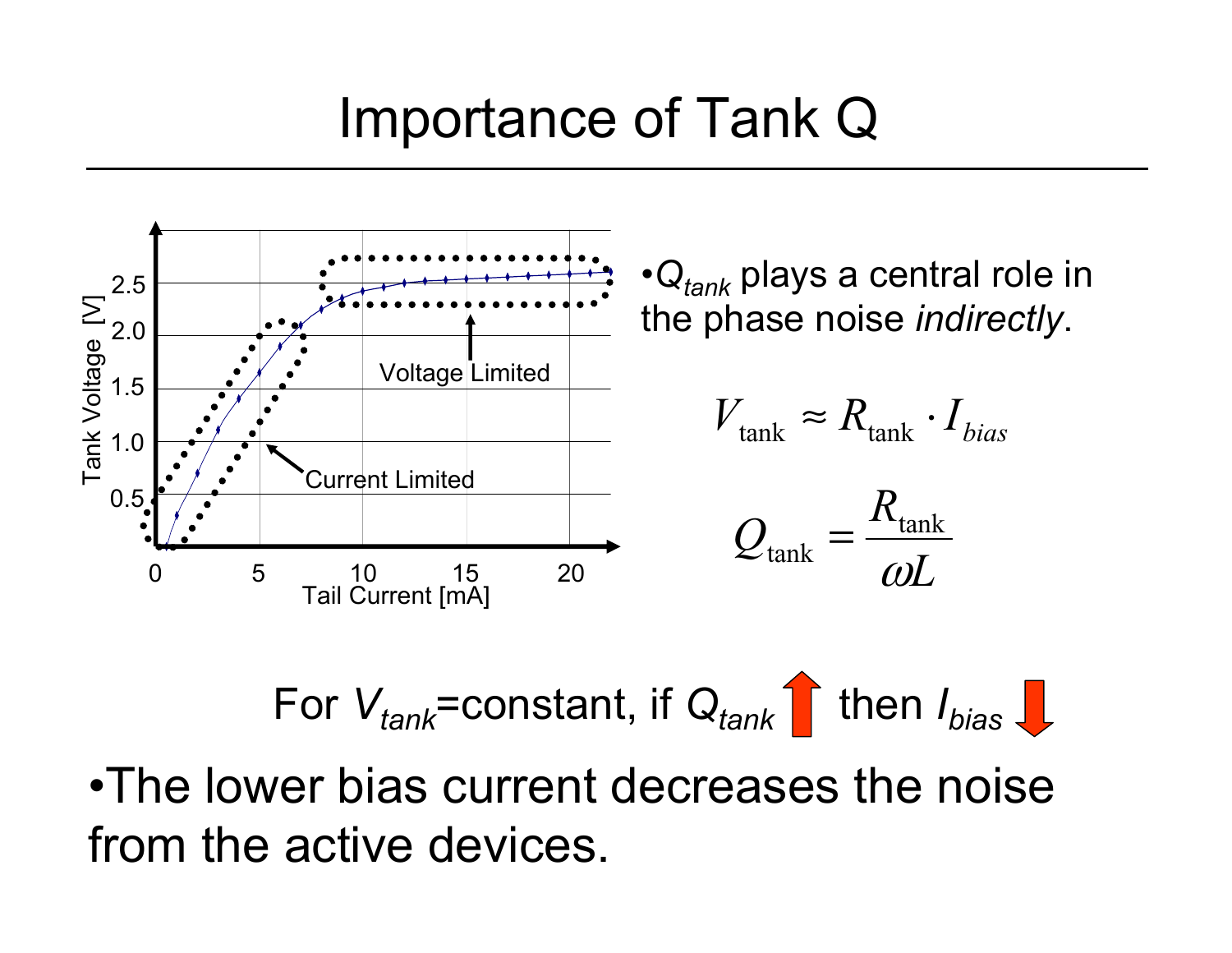# Importance of Tank Q

Tank Voltage [V]

2.5
2.0
1.5
1.0
0.5

0 5 10 15 20

Tail Current [mA]

Voltage Limited

Current Limited

- $Q_{tank}$ plays a central role in the phase noise *indirectly*.

$$V_{\text{tank}} \approx R_{\text{tank}} \cdot I_{bias}$$

$$Q_{\text{tank}} = \frac{R_{\text{tank}}}{\omega L}$$

For $V_{tank}$=constant, if $Q_{tank}$ ↑ then $I_{bias}$ ↓

- The lower bias current decreases the noise from the active devices.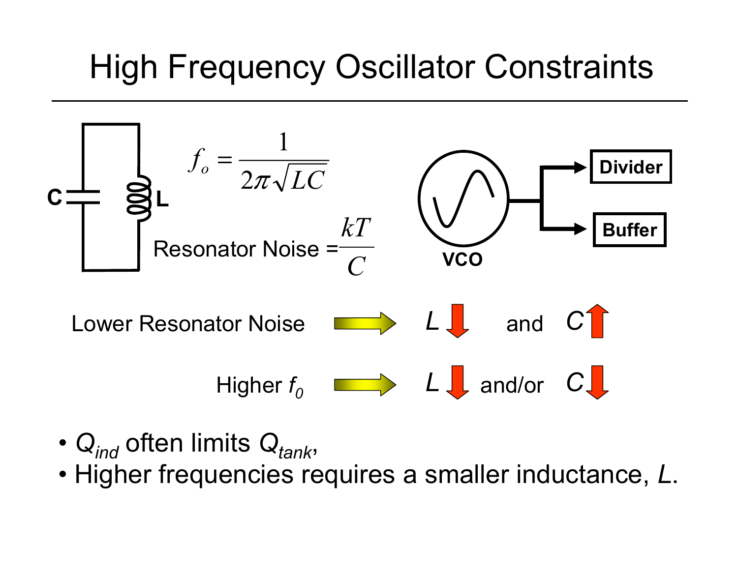# High Frequency Oscillator Constraints

C L

$$f_o = \frac{1}{2\pi\sqrt{LC}}$$

Resonator Noise $= \frac{kT}{C}$

VCO

Divider

Buffer

Lower Resonator Noise ⇒ $L$ ↓ and $C$ ↑

Higher $f_0$ ⇒ $L$ ↓ and/or $C$ ↓

- $Q_{ind}$ often limits $Q_{tank}$,
- Higher frequencies requires a smaller inductance, $L$.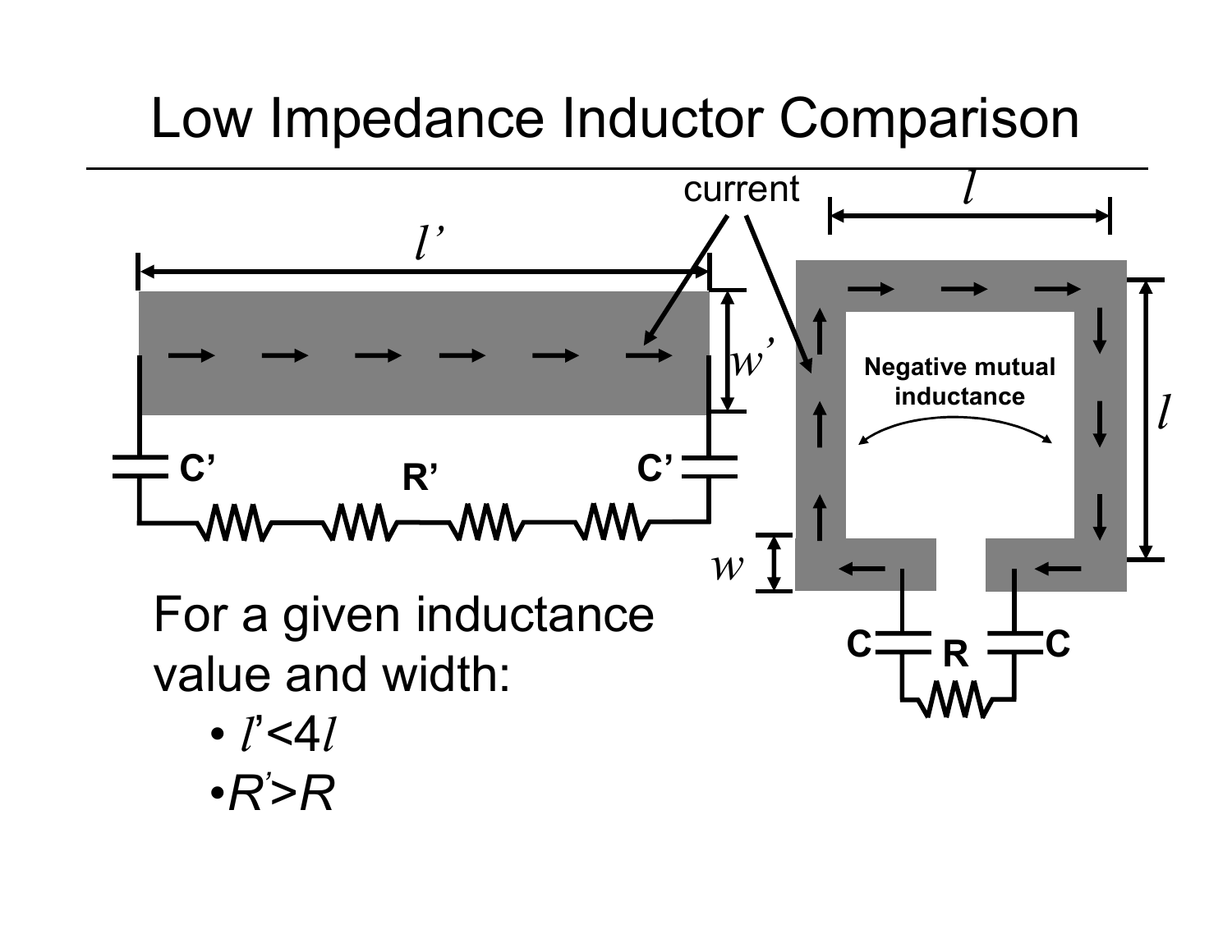# Low Impedance Inductor Comparison

current

$l'$

$w'$

C'

R'

C'

$l$

$l$

Negative mutual inductance

$w$

C

R

C

For a given inductance value and width:

- $l' < 4l$
- $R' > R$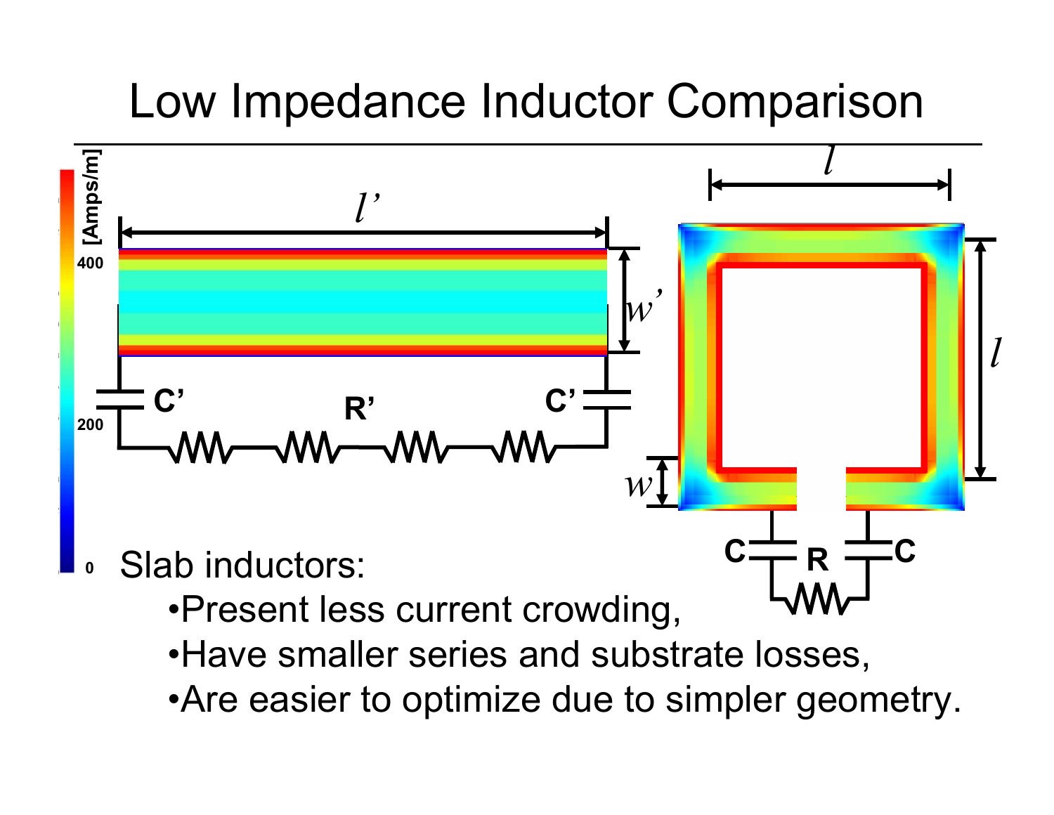# Low Impedance Inductor Comparison

Slab inductors:

- Present less current crowding,
- Have smaller series and substrate losses,
- Are easier to optimize due to simpler geometry.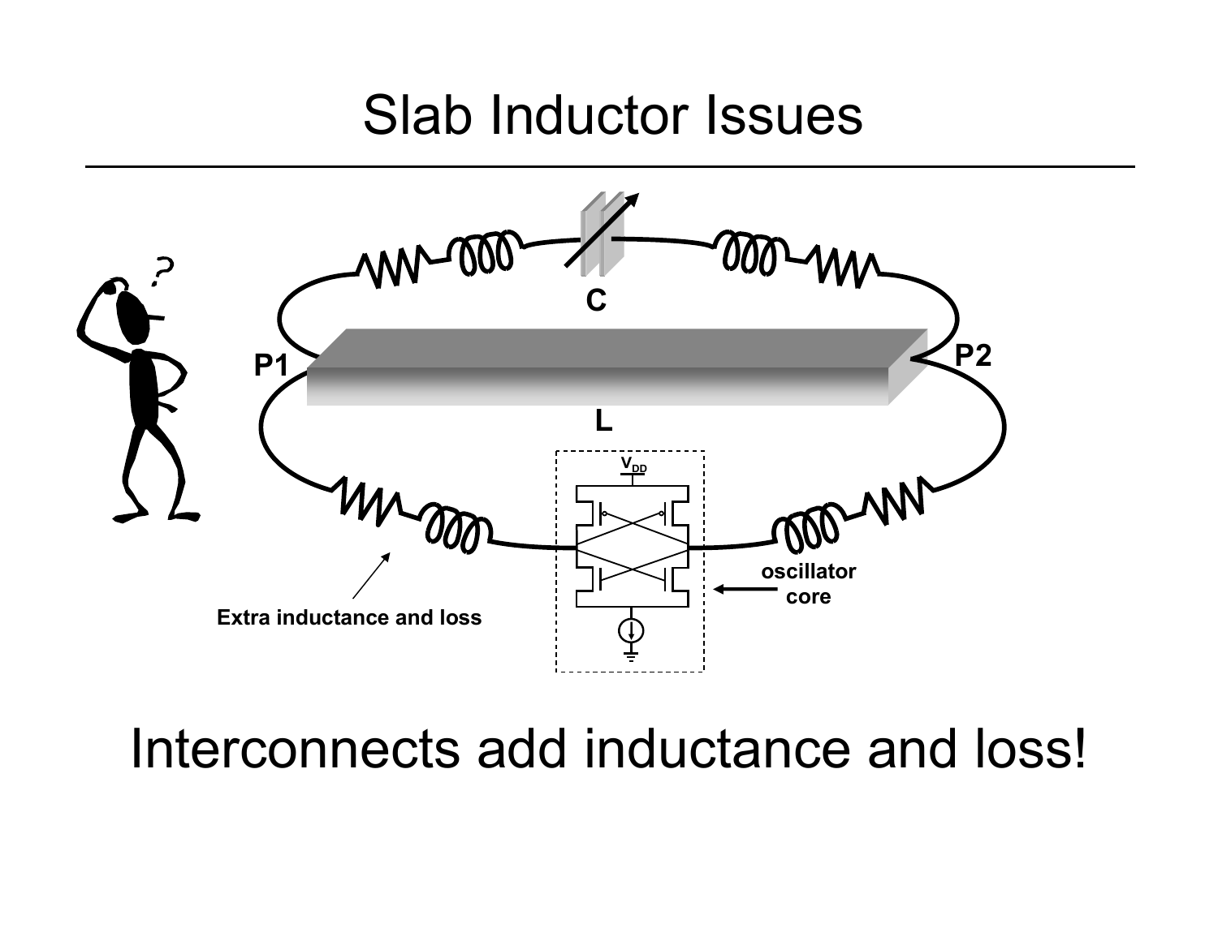# Slab Inductor Issues

C

P1

P2

L

$V_{DD}$

Extra inductance and loss

oscillator core

Interconnects add inductance and loss!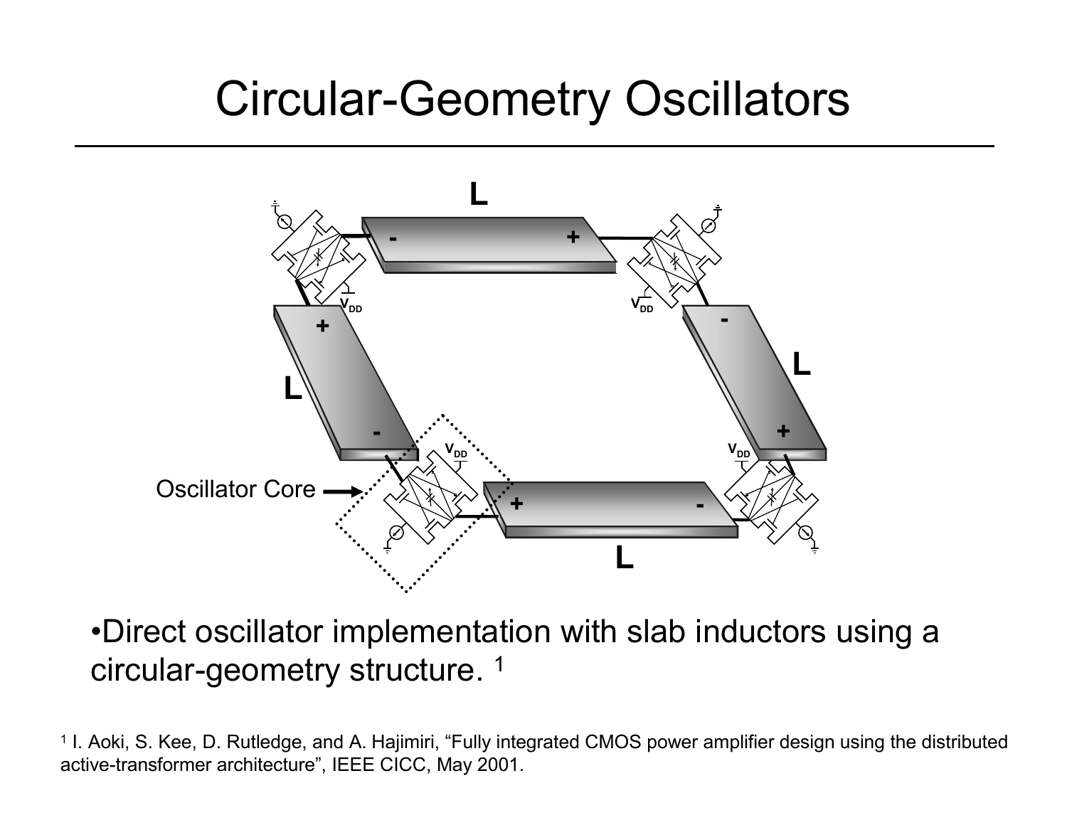# Circular-Geometry Oscillators

- Direct oscillator implementation with slab inductors using a circular-geometry structure. [1]

[1] I. Aoki, S. Kee, D. Rutledge, and A. Hajimiri, "Fully integrated CMOS power amplifier design using the distributed active-transformer architecture", IEEE CICC, May 2001.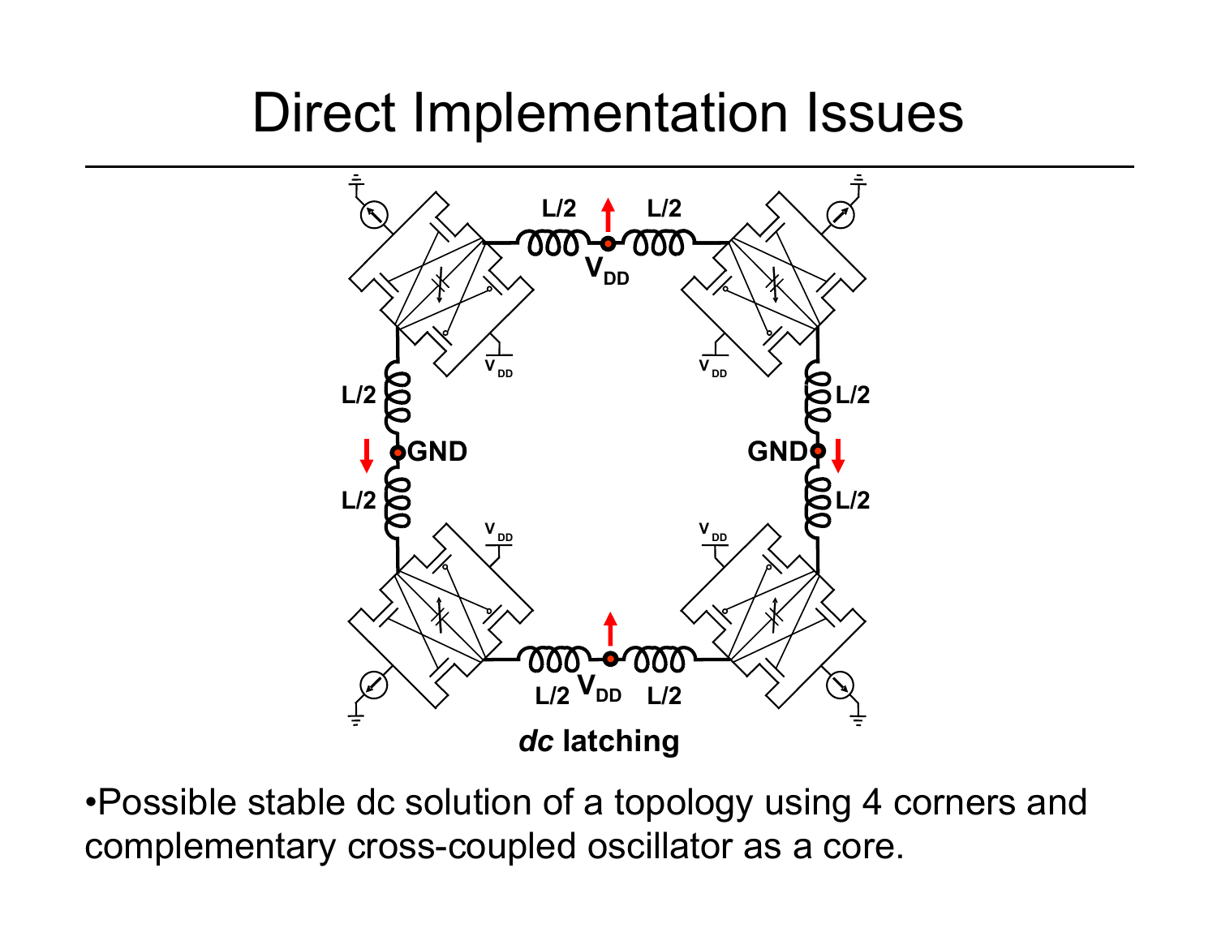# Direct Implementation Issues

*dc* **latching**

- Possible stable dc solution of a topology using 4 corners and complementary cross-coupled oscillator as a core.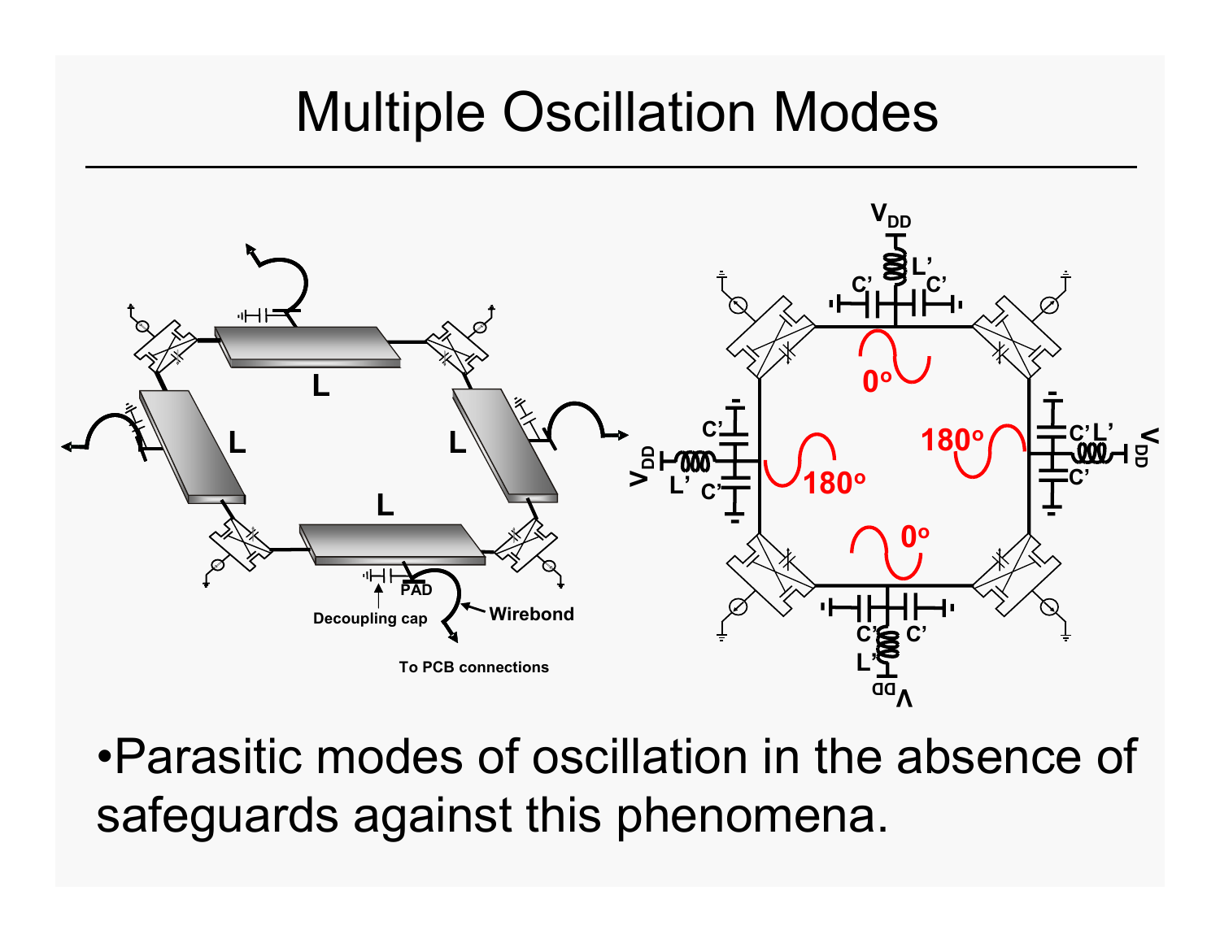# Multiple Oscillation Modes

- Parasitic modes of oscillation in the absence of safeguards against this phenomena.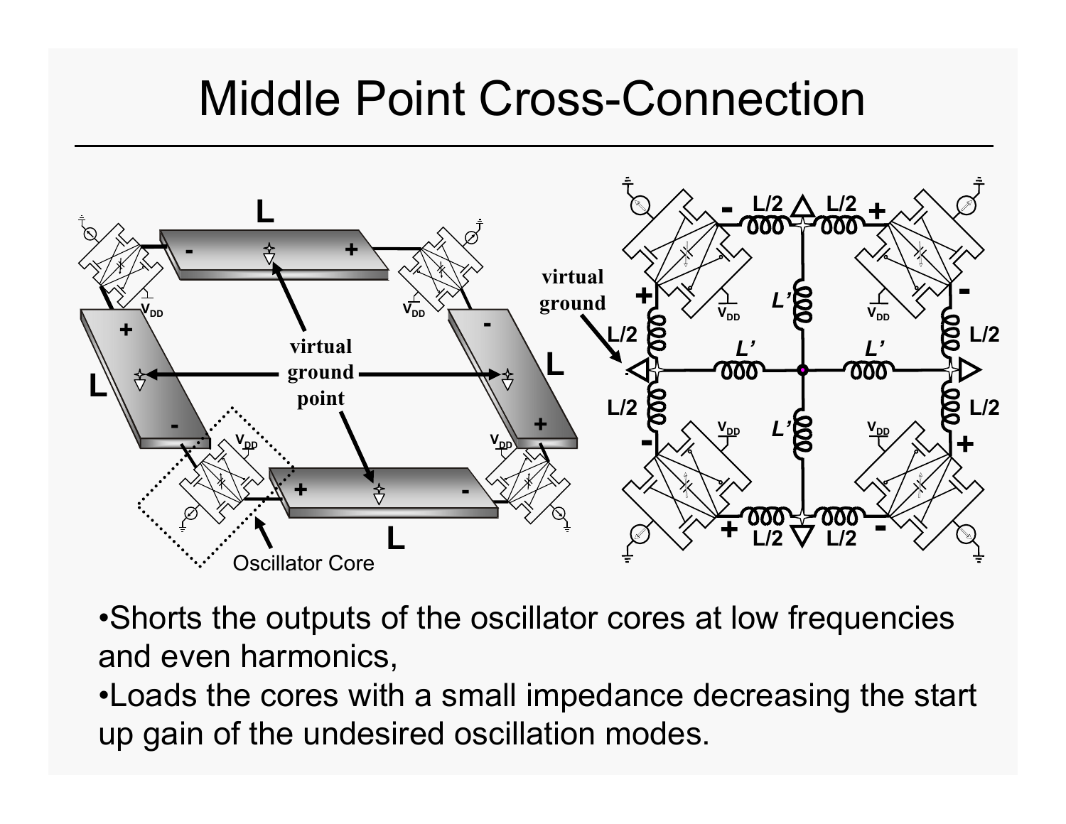# Middle Point Cross-Connection

- Shorts the outputs of the oscillator cores at low frequencies and even harmonics,
- Loads the cores with a small impedance decreasing the start up gain of the undesired oscillation modes.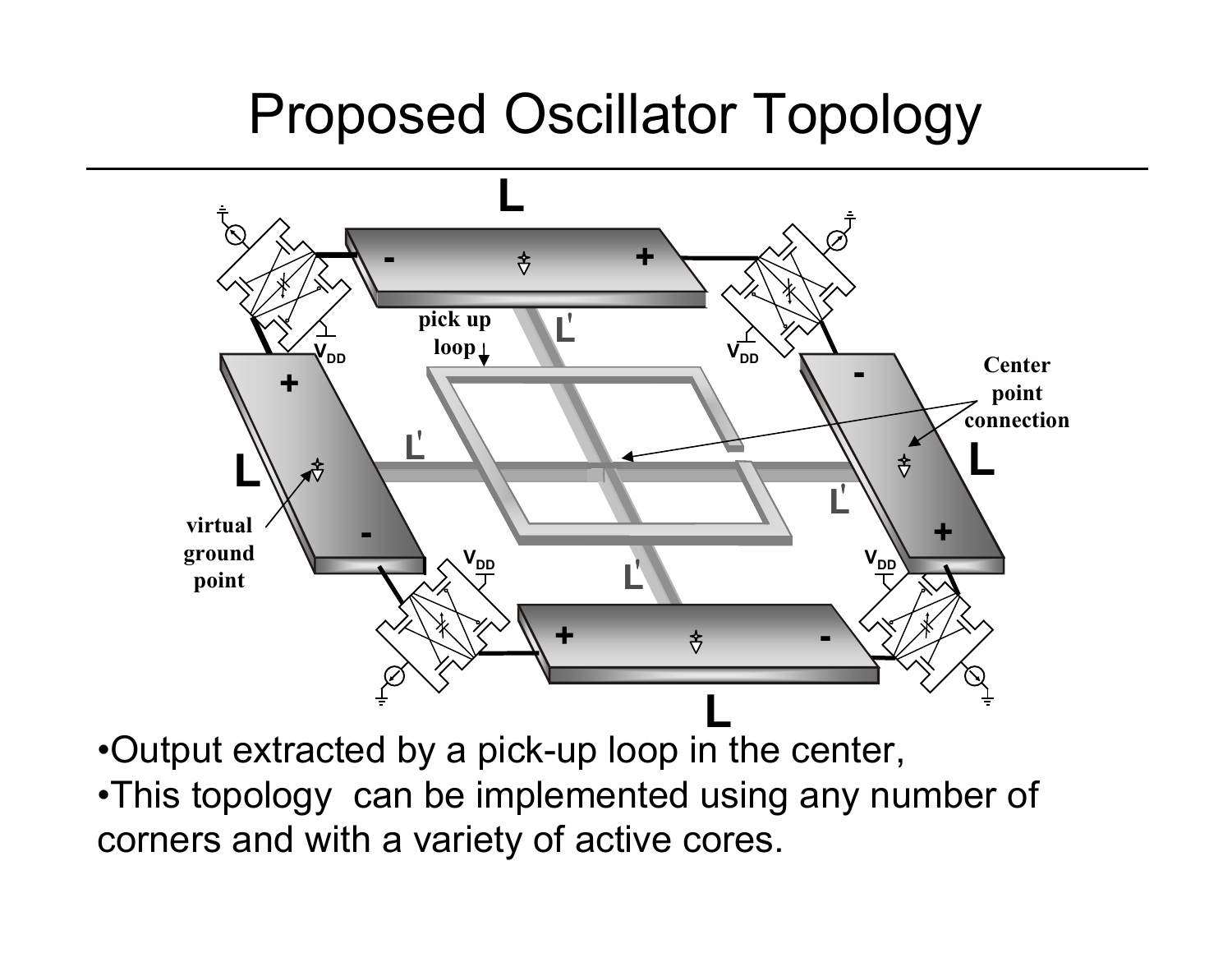# Proposed Oscillator Topology

- Output extracted by a pick-up loop in the center,
- This topology can be implemented using any number of corners and with a variety of active cores.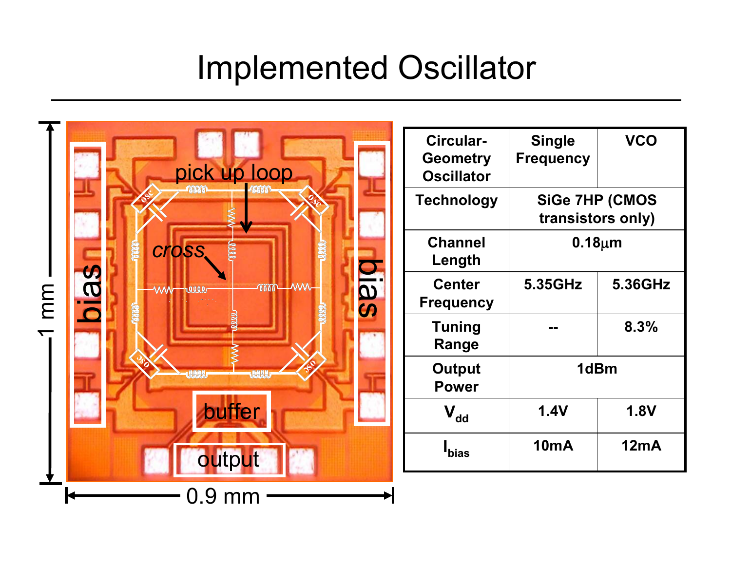# Implemented Oscillator

| Circular-Geometry Oscillator | Single Frequency | VCO |
|---|---|---|
| Technology | SiGe 7HP (CMOS transistors only) | |
| Channel Length | 0.18μm | |
| Center Frequency | 5.35GHz | 5.36GHz |
| Tuning Range | -- | 8.3% |
| Output Power | 1dBm | |
| $V_{dd}$ | 1.4V | 1.8V |
| $I_{bias}$ | 10mA | 12mA |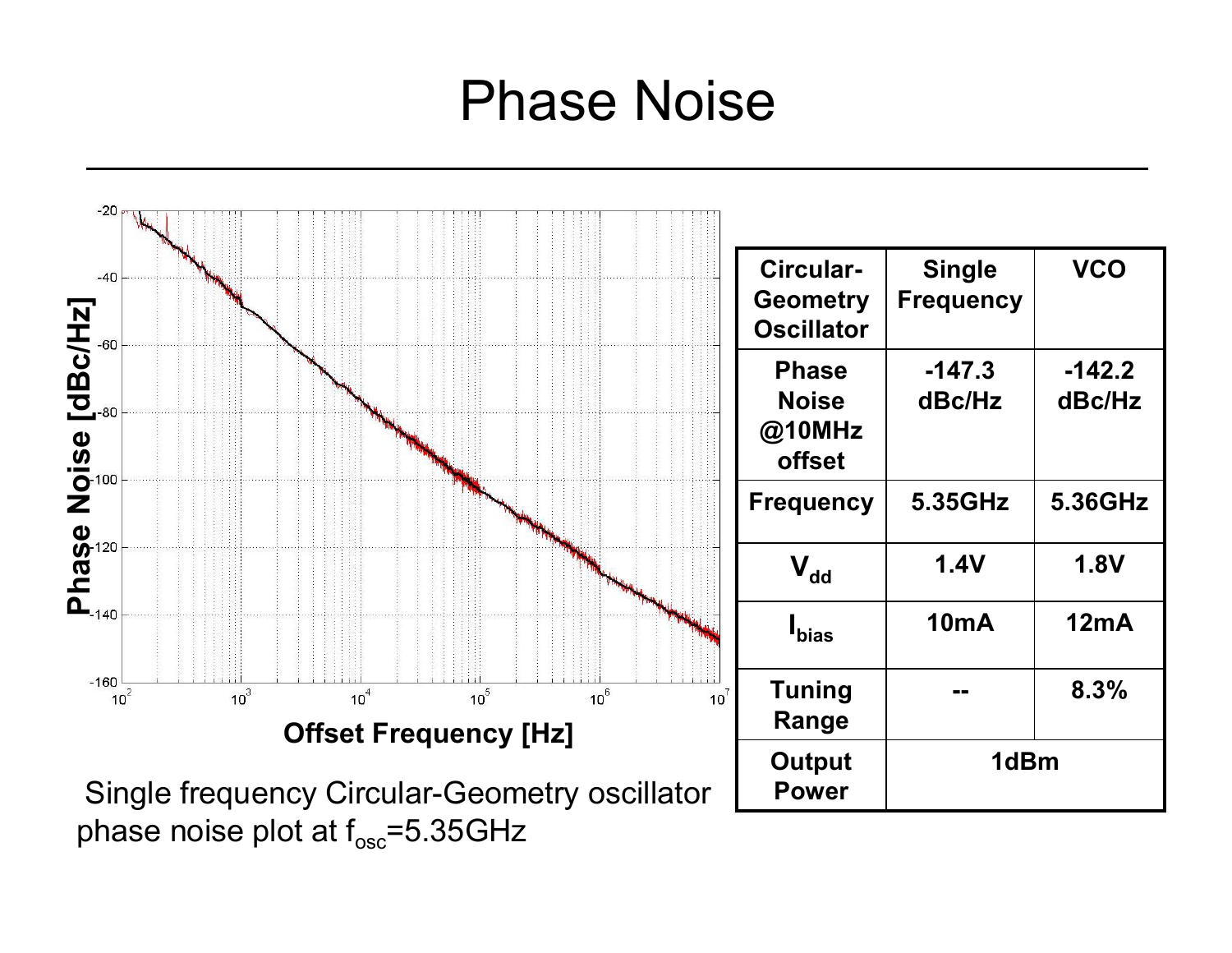# Phase Noise

Single frequency Circular-Geometry oscillator phase noise plot at $f_{osc}$=5.35GHz

| Circular-Geometry Oscillator | Single Frequency | VCO |
|---|---|---|
| Phase Noise @10MHz offset | -147.3 dBc/Hz | -142.2 dBc/Hz |
| Frequency | 5.35GHz | 5.36GHz |
| $V_{dd}$ | 1.4V | 1.8V |
| $I_{bias}$ | 10mA | 12mA |
| Tuning Range | -- | 8.3% |
| Output Power | 1dBm | |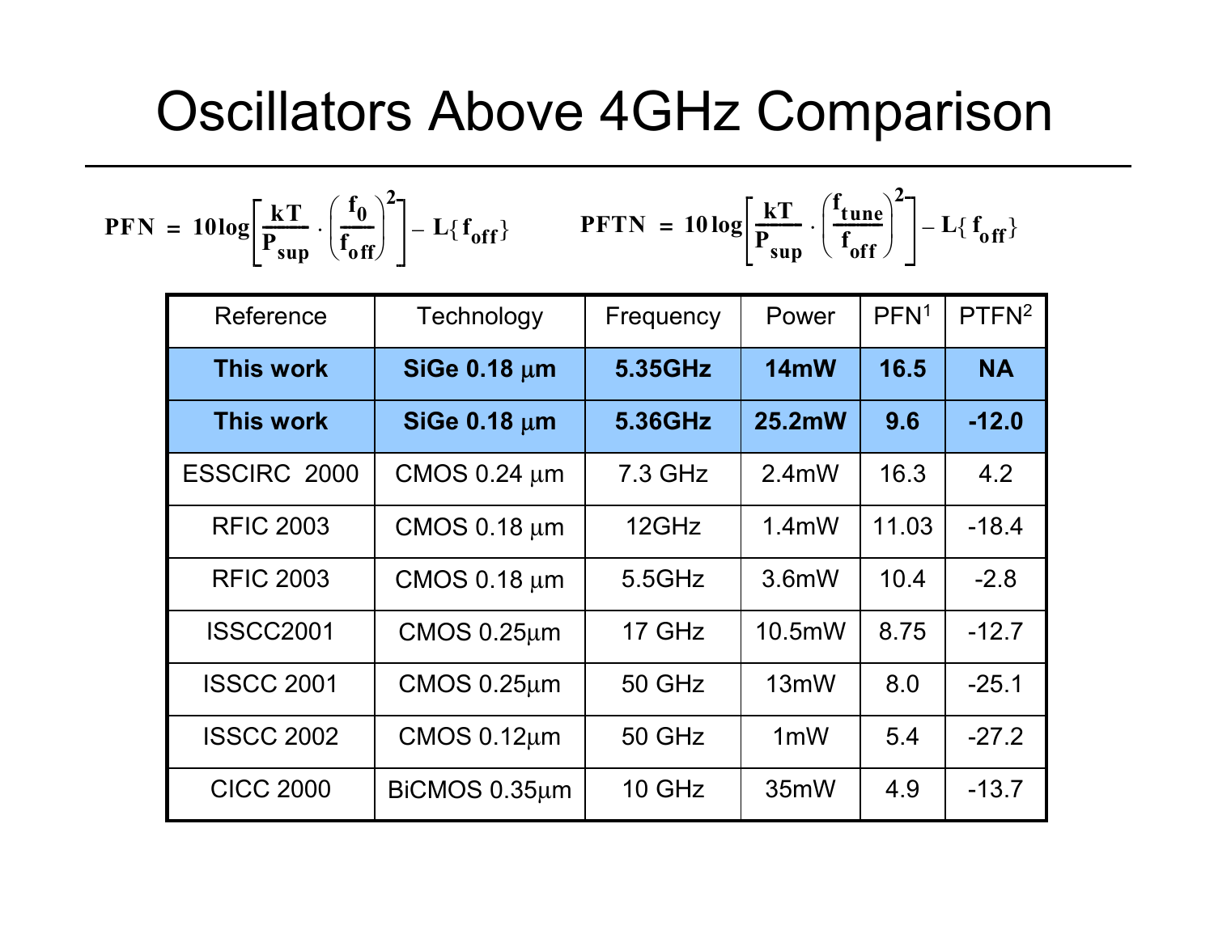# Oscillators Above 4GHz Comparison

$$PFN = 10\log\left[\frac{kT}{P_{sup}} \cdot \left(\frac{f_0}{f_{off}}\right)^2\right] - L\{f_{off}\}$$

$$PFTN = 10\log\left[\frac{kT}{P_{sup}} \cdot \left(\frac{f_{tune}}{f_{off}}\right)^2\right] - L\{f_{off}\}$$

| Reference | Technology | Frequency | Power | PFN[1] | PTFN[2] |
|---|---|---|---|---|---|
| **This work** | **SiGe 0.18 μm** | **5.35GHz** | **14mW** | **16.5** | **NA** |
| **This work** | **SiGe 0.18 μm** | **5.36GHz** | **25.2mW** | **9.6** | **-12.0** |
| ESSCIRC 2000 | CMOS 0.24 μm | 7.3 GHz | 2.4mW | 16.3 | 4.2 |
| RFIC 2003 | CMOS 0.18 μm | 12GHz | 1.4mW | 11.03 | -18.4 |
| RFIC 2003 | CMOS 0.18 μm | 5.5GHz | 3.6mW | 10.4 | -2.8 |
| ISSCC2001 | CMOS 0.25μm | 17 GHz | 10.5mW | 8.75 | -12.7 |
| ISSCC 2001 | CMOS 0.25μm | 50 GHz | 13mW | 8.0 | -25.1 |
| ISSCC 2002 | CMOS 0.12μm | 50 GHz | 1mW | 5.4 | -27.2 |
| CICC 2000 | BiCMOS 0.35μm | 10 GHz | 35mW | 4.9 | -13.7 |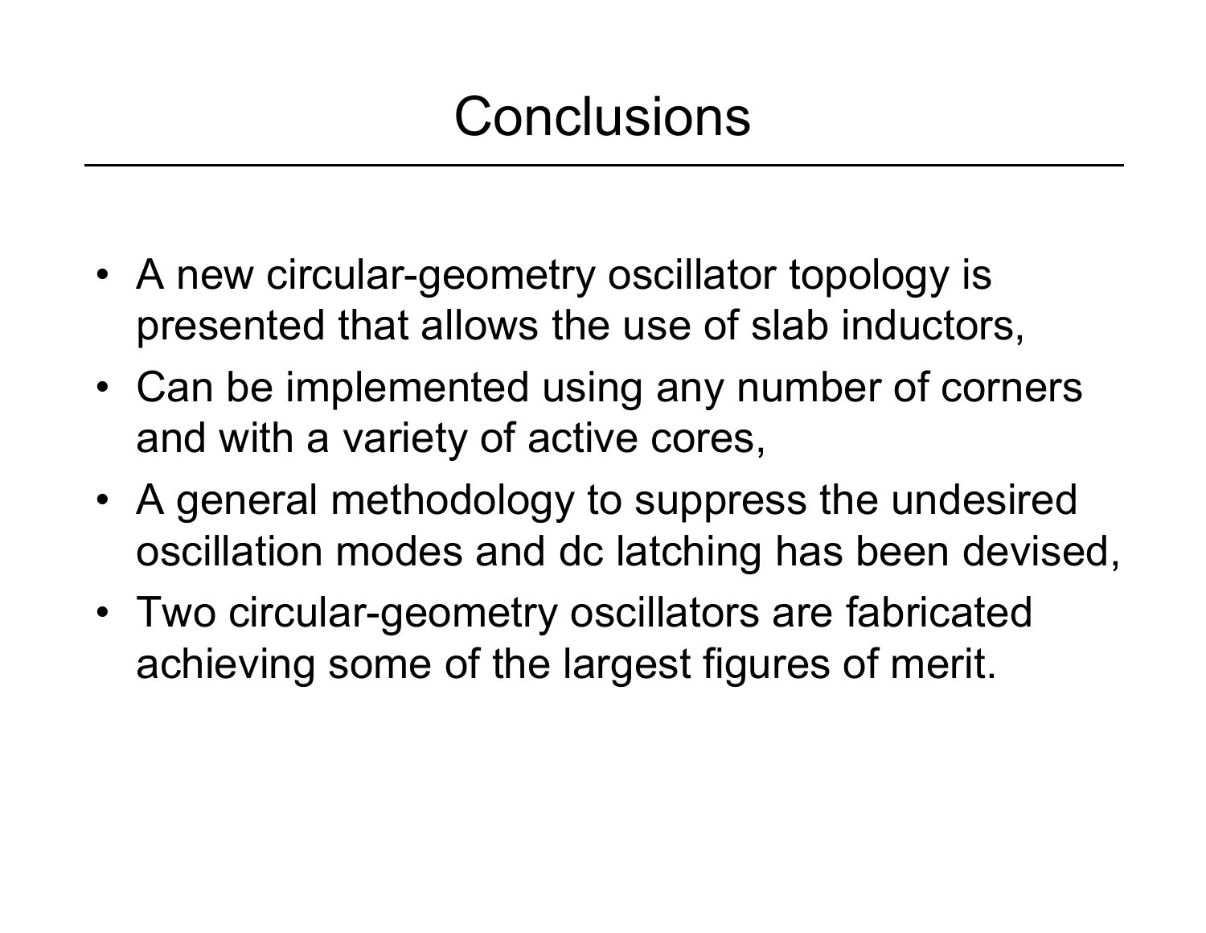# Conclusions

- A new circular-geometry oscillator topology is presented that allows the use of slab inductors,
- Can be implemented using any number of corners and with a variety of active cores,
- A general methodology to suppress the undesired oscillation modes and dc latching has been devised,
- Two circular-geometry oscillators are fabricated achieving some of the largest figures of merit.